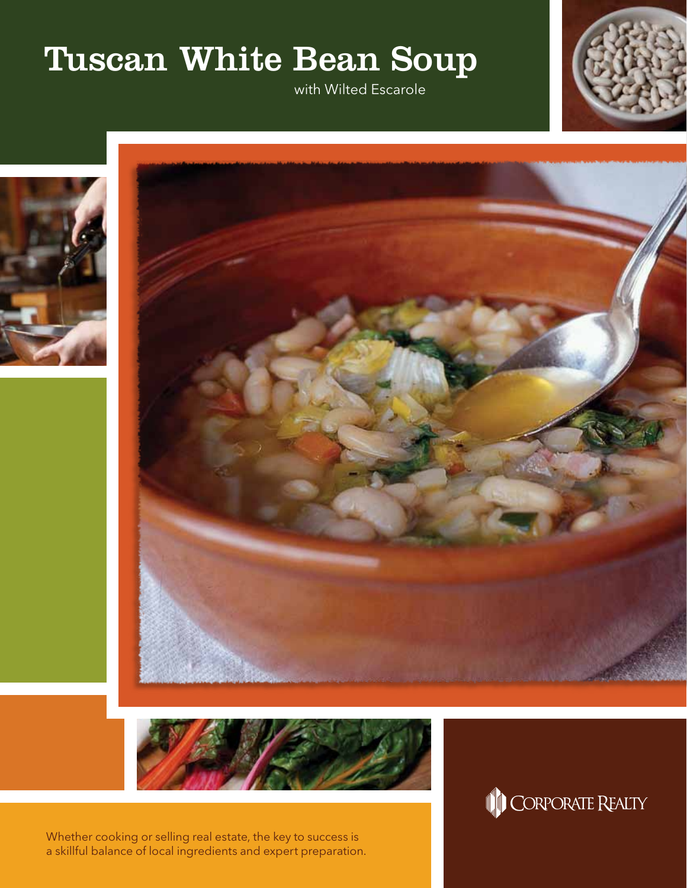# Tuscan White Bean Soup

with Wilted Escarole

Whether cooking or selling real estate, the key to success is a skillful balance of local ingredients and expert preparation.

Corporate Realty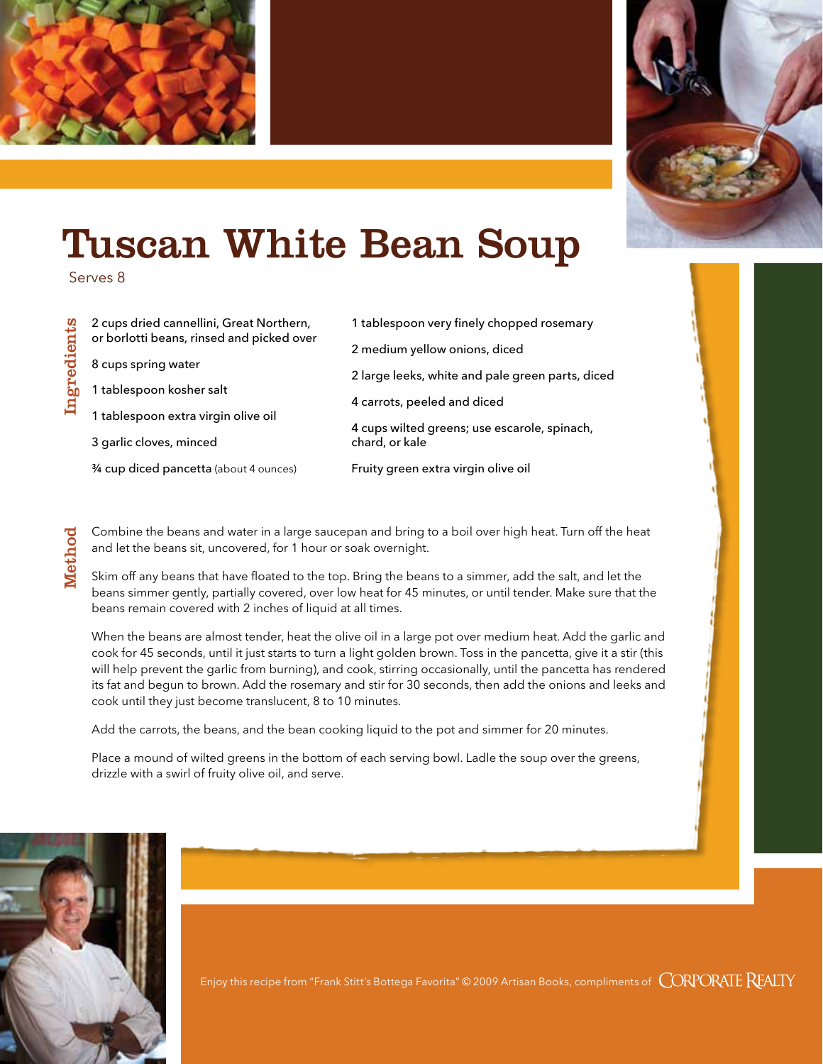# Tuscan White Bean Soup

Serves 8

## Ingredients

- 2 cups dried cannellini, Great Northern, or borlotti beans, rinsed and picked over
- 8 cups spring water
- 1 tablespoon kosher salt
- 1 tablespoon extra virgin olive oil
- 3 garlic cloves, minced
- ¾ cup diced pancetta (about 4 ounces)
- 1 tablespoon very finely chopped rosemary
- 2 medium yellow onions, diced
- 2 large leeks, white and pale green parts, diced
- 4 carrots, peeled and diced
- 4 cups wilted greens; use escarole, spinach, chard, or kale
- Fruity green extra virgin olive oil

## Method

Combine the beans and water in a large saucepan and bring to a boil over high heat. Turn off the heat and let the beans sit, uncovered, for 1 hour or soak overnight.

Skim off any beans that have floated to the top. Bring the beans to a simmer, add the salt, and let the beans simmer gently, partially covered, over low heat for 45 minutes, or until tender. Make sure that the beans remain covered with 2 inches of liquid at all times.

When the beans are almost tender, heat the olive oil in a large pot over medium heat. Add the garlic and cook for 45 seconds, until it just starts to turn a light golden brown. Toss in the pancetta, give it a stir (this will help prevent the garlic from burning), and cook, stirring occasionally, until the pancetta has rendered its fat and begun to brown. Add the rosemary and stir for 30 seconds, then add the onions and leeks and cook until they just become translucent, 8 to 10 minutes.

Add the carrots, the beans, and the bean cooking liquid to the pot and simmer for 20 minutes.

Place a mound of wilted greens in the bottom of each serving bowl. Ladle the soup over the greens, drizzle with a swirl of fruity olive oil, and serve.

Enjoy this recipe from "Frank Stitt's Bottega Favorita" © 2009 Artisan Books, compliments of CORPORATE REALTY